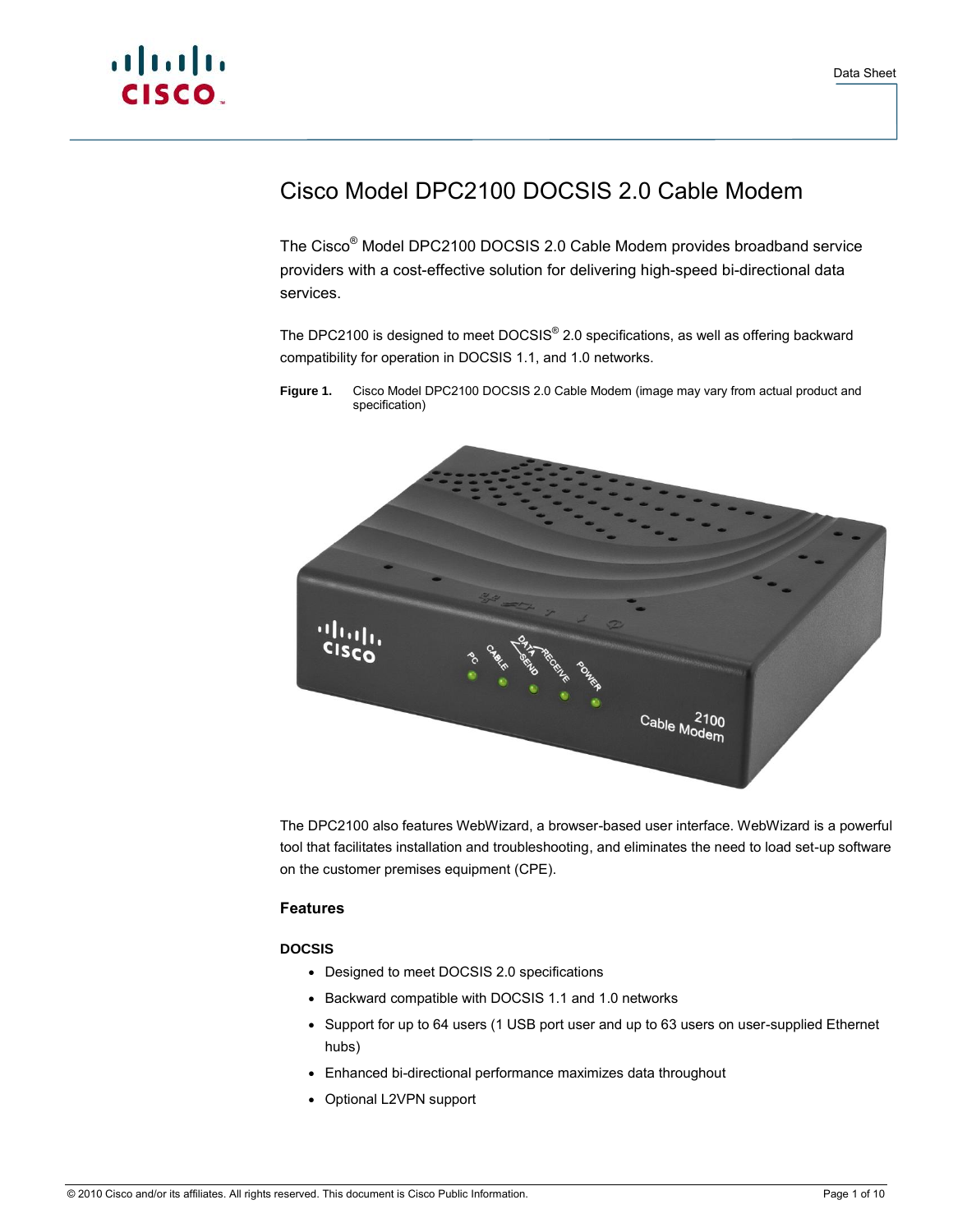# Cisco Model DPC2100 DOCSIS 2.0 Cable Modem

The Cisco® Model DPC2100 DOCSIS 2.0 Cable Modem provides broadband service providers with a cost-effective solution for delivering high-speed bi-directional data services.

The DPC2100 is designed to meet DOCSIS® 2.0 specifications, as well as offering backward compatibility for operation in DOCSIS 1.1, and 1.0 networks.

**Figure 1.** Cisco Model DPC2100 DOCSIS 2.0 Cable Modem (image may vary from actual product and specification)

The DPC2100 also features WebWizard, a browser-based user interface. WebWizard is a powerful tool that facilitates installation and troubleshooting, and eliminates the need to load set-up software on the customer premises equipment (CPE).

## Features

### DOCSIS

- Designed to meet DOCSIS 2.0 specifications
- Backward compatible with DOCSIS 1.1 and 1.0 networks
- Support for up to 64 users (1 USB port user and up to 63 users on user-supplied Ethernet hubs)
- Enhanced bi-directional performance maximizes data throughout
- Optional L2VPN support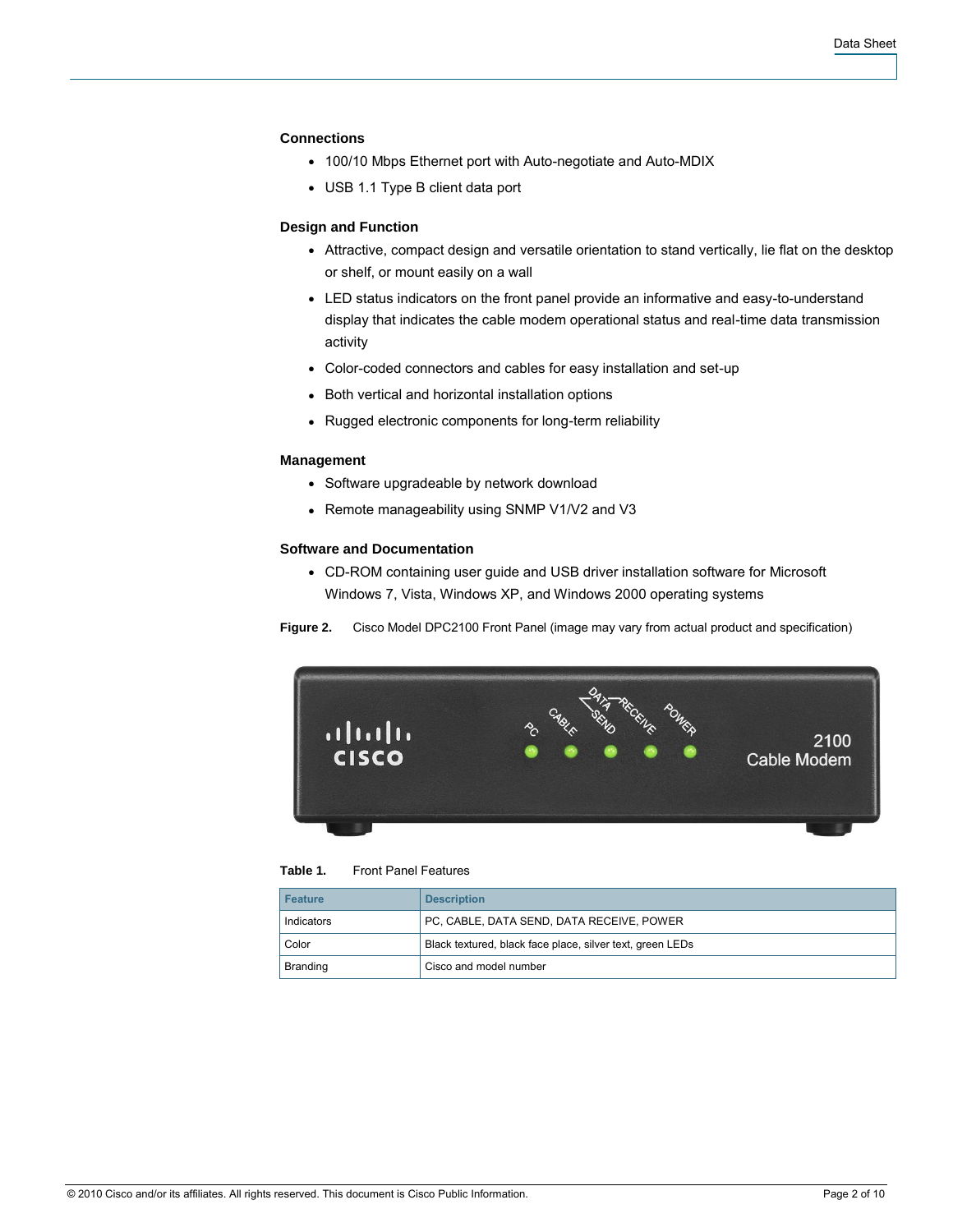### Connections

- 100/10 Mbps Ethernet port with Auto-negotiate and Auto-MDIX
- USB 1.1 Type B client data port

### Design and Function

- Attractive, compact design and versatile orientation to stand vertically, lie flat on the desktop or shelf, or mount easily on a wall
- LED status indicators on the front panel provide an informative and easy-to-understand display that indicates the cable modem operational status and real-time data transmission activity
- Color-coded connectors and cables for easy installation and set-up
- Both vertical and horizontal installation options
- Rugged electronic components for long-term reliability

### Management

- Software upgradeable by network download
- Remote manageability using SNMP V1/V2 and V3

### Software and Documentation

- CD-ROM containing user guide and USB driver installation software for Microsoft Windows 7, Vista, Windows XP, and Windows 2000 operating systems

**Figure 2.** Cisco Model DPC2100 Front Panel (image may vary from actual product and specification)

**Table 1.** Front Panel Features

| Feature | Description |
|---|---|
| Indicators | PC, CABLE, DATA SEND, DATA RECEIVE, POWER |
| Color | Black textured, black face place, silver text, green LEDs |
| Branding | Cisco and model number |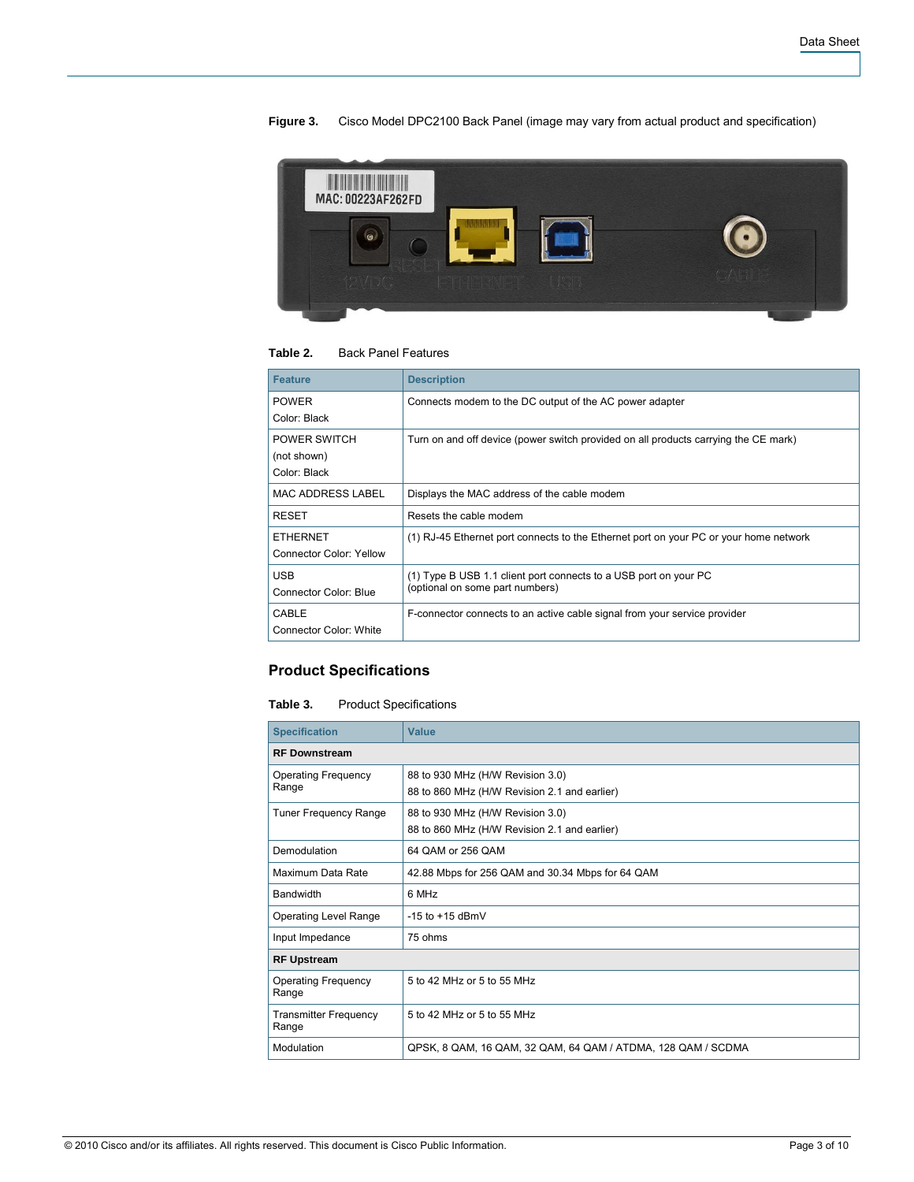**Figure 3.** Cisco Model DPC2100 Back Panel (image may vary from actual product and specification)

**Table 2.** Back Panel Features

| Feature | Description |
|---|---|
| POWER<br>Color: Black | Connects modem to the DC output of the AC power adapter |
| POWER SWITCH<br>(not shown)<br>Color: Black | Turn on and off device (power switch provided on all products carrying the CE mark) |
| MAC ADDRESS LABEL | Displays the MAC address of the cable modem |
| RESET | Resets the cable modem |
| ETHERNET<br>Connector Color: Yellow | (1) RJ-45 Ethernet port connects to the Ethernet port on your PC or your home network |
| USB<br>Connector Color: Blue | (1) Type B USB 1.1 client port connects to a USB port on your PC<br>(optional on some part numbers) |
| CABLE<br>Connector Color: White | F-connector connects to an active cable signal from your service provider |

## Product Specifications

**Table 3.** Product Specifications

| Specification | Value |
|---|---|
| **RF Downstream** | |
| Operating Frequency Range | 88 to 930 MHz (H/W Revision 3.0)<br>88 to 860 MHz (H/W Revision 2.1 and earlier) |
| Tuner Frequency Range | 88 to 930 MHz (H/W Revision 3.0)<br>88 to 860 MHz (H/W Revision 2.1 and earlier) |
| Demodulation | 64 QAM or 256 QAM |
| Maximum Data Rate | 42.88 Mbps for 256 QAM and 30.34 Mbps for 64 QAM |
| Bandwidth | 6 MHz |
| Operating Level Range | -15 to +15 dBmV |
| Input Impedance | 75 ohms |
| **RF Upstream** | |
| Operating Frequency Range | 5 to 42 MHz or 5 to 55 MHz |
| Transmitter Frequency Range | 5 to 42 MHz or 5 to 55 MHz |
| Modulation | QPSK, 8 QAM, 16 QAM, 32 QAM, 64 QAM / ATDMA, 128 QAM / SCDMA |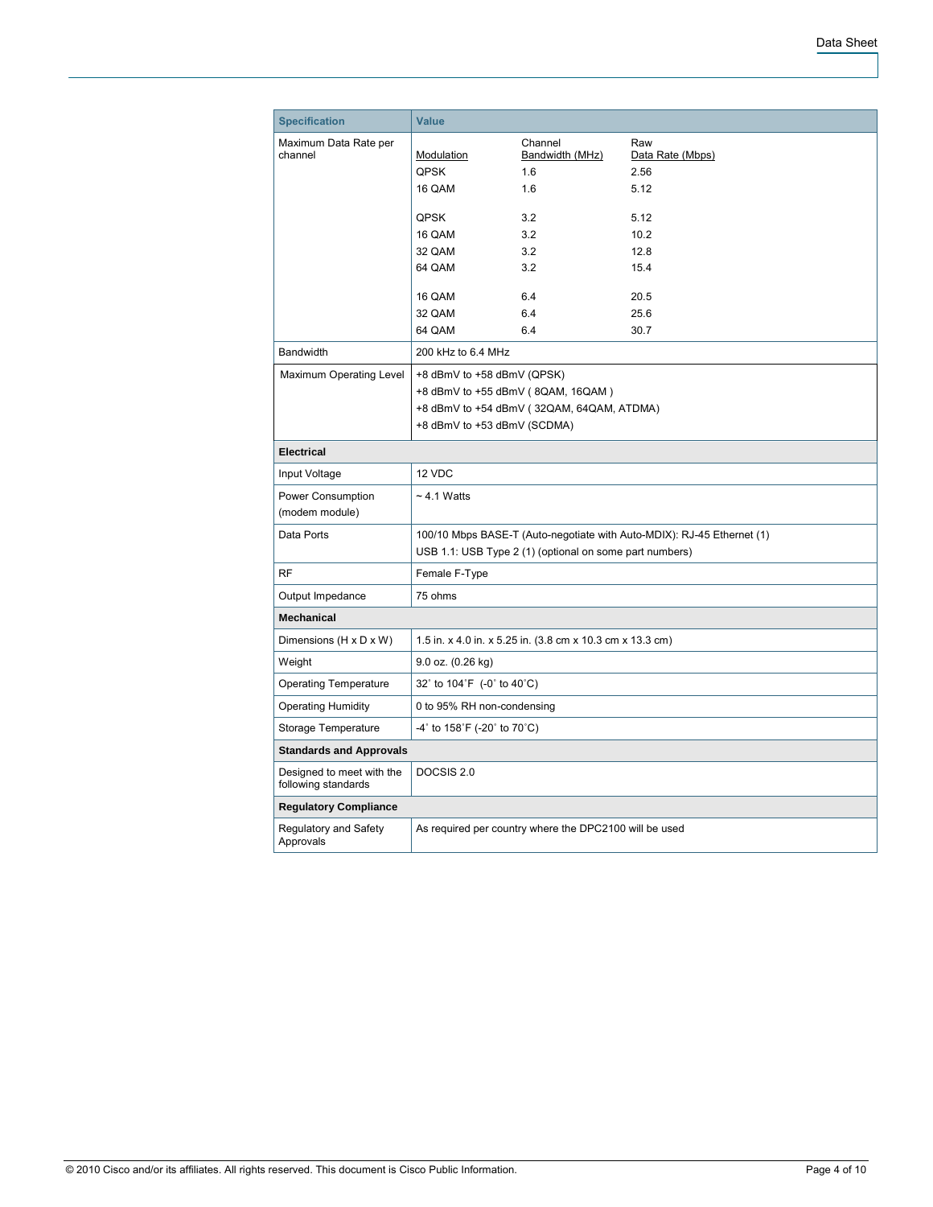| Specification | Value |
| --- | --- |
| Maximum Data Rate per channel | Modulation / Channel Bandwidth (MHz) / Raw Data Rate (Mbps)<br>QPSK / 1.6 / 2.56<br>16 QAM / 1.6 / 5.12<br><br>QPSK / 3.2 / 5.12<br>16 QAM / 3.2 / 10.2<br>32 QAM / 3.2 / 12.8<br>64 QAM / 3.2 / 15.4<br><br>16 QAM / 6.4 / 20.5<br>32 QAM / 6.4 / 25.6<br>64 QAM / 6.4 / 30.7 |
| Bandwidth | 200 kHz to 6.4 MHz |
| Maximum Operating Level | +8 dBmV to +58 dBmV (QPSK)<br>+8 dBmV to +55 dBmV ( 8QAM, 16QAM )<br>+8 dBmV to +54 dBmV ( 32QAM, 64QAM, ATDMA)<br>+8 dBmV to +53 dBmV (SCDMA) |
| **Electrical** | |
| Input Voltage | 12 VDC |
| Power Consumption (modem module) | ~ 4.1 Watts |
| Data Ports | 100/10 Mbps BASE-T (Auto-negotiate with Auto-MDIX): RJ-45 Ethernet (1)<br>USB 1.1: USB Type 2 (1) (optional on some part numbers) |
| RF | Female F-Type |
| Output Impedance | 75 ohms |
| **Mechanical** | |
| Dimensions (H x D x W) | 1.5 in. x 4.0 in. x 5.25 in. (3.8 cm x 10.3 cm x 13.3 cm) |
| Weight | 9.0 oz. (0.26 kg) |
| Operating Temperature | 32˚ to 104˚F (-0˚ to 40˚C) |
| Operating Humidity | 0 to 95% RH non-condensing |
| Storage Temperature | -4˚ to 158˚F (-20˚ to 70˚C) |
| **Standards and Approvals** | |
| Designed to meet with the following standards | DOCSIS 2.0 |
| **Regulatory Compliance** | |
| Regulatory and Safety Approvals | As required per country where the DPC2100 will be used |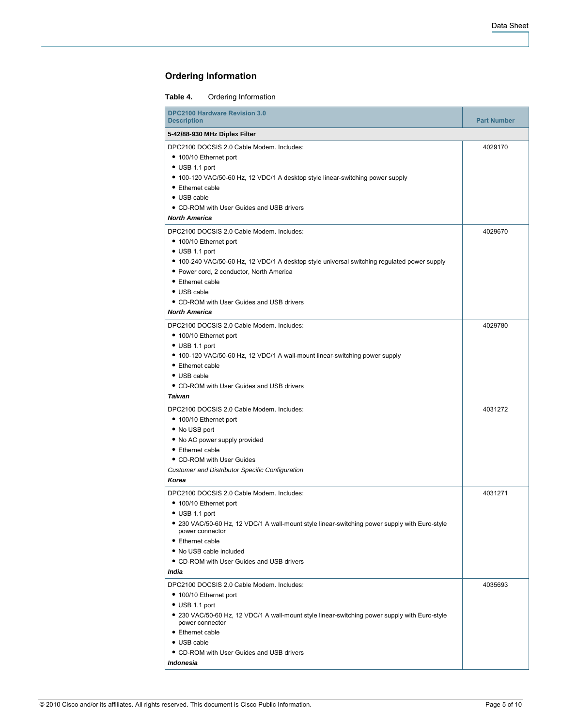## Ordering Information

**Table 4.** Ordering Information

| DPC2100 Hardware Revision 3.0 Description | Part Number |
|---|---|
| **5-42/88-930 MHz Diplex Filter** | |
| DPC2100 DOCSIS 2.0 Cable Modem. Includes:<br>• 100/10 Ethernet port<br>• USB 1.1 port<br>• 100-120 VAC/50-60 Hz, 12 VDC/1 A desktop style linear-switching power supply<br>• Ethernet cable<br>• USB cable<br>• CD-ROM with User Guides and USB drivers<br>***North America*** | 4029170 |
| DPC2100 DOCSIS 2.0 Cable Modem. Includes:<br>• 100/10 Ethernet port<br>• USB 1.1 port<br>• 100-240 VAC/50-60 Hz, 12 VDC/1 A desktop style universal switching regulated power supply<br>• Power cord, 2 conductor, North America<br>• Ethernet cable<br>• USB cable<br>• CD-ROM with User Guides and USB drivers<br>***North America*** | 4029670 |
| DPC2100 DOCSIS 2.0 Cable Modem. Includes:<br>• 100/10 Ethernet port<br>• USB 1.1 port<br>• 100-120 VAC/50-60 Hz, 12 VDC/1 A wall-mount linear-switching power supply<br>• Ethernet cable<br>• USB cable<br>• CD-ROM with User Guides and USB drivers<br>***Taiwan*** | 4029780 |
| DPC2100 DOCSIS 2.0 Cable Modem. Includes:<br>• 100/10 Ethernet port<br>• No USB port<br>• No AC power supply provided<br>• Ethernet cable<br>• CD-ROM with User Guides<br>*Customer and Distributor Specific Configuration*<br>***Korea*** | 4031272 |
| DPC2100 DOCSIS 2.0 Cable Modem. Includes:<br>• 100/10 Ethernet port<br>• USB 1.1 port<br>• 230 VAC/50-60 Hz, 12 VDC/1 A wall-mount style linear-switching power supply with Euro-style power connector<br>• Ethernet cable<br>• No USB cable included<br>• CD-ROM with User Guides and USB drivers<br>***India*** | 4031271 |
| DPC2100 DOCSIS 2.0 Cable Modem. Includes:<br>• 100/10 Ethernet port<br>• USB 1.1 port<br>• 230 VAC/50-60 Hz, 12 VDC/1 A wall-mount style linear-switching power supply with Euro-style power connector<br>• Ethernet cable<br>• USB cable<br>• CD-ROM with User Guides and USB drivers<br>***Indonesia*** | 4035693 |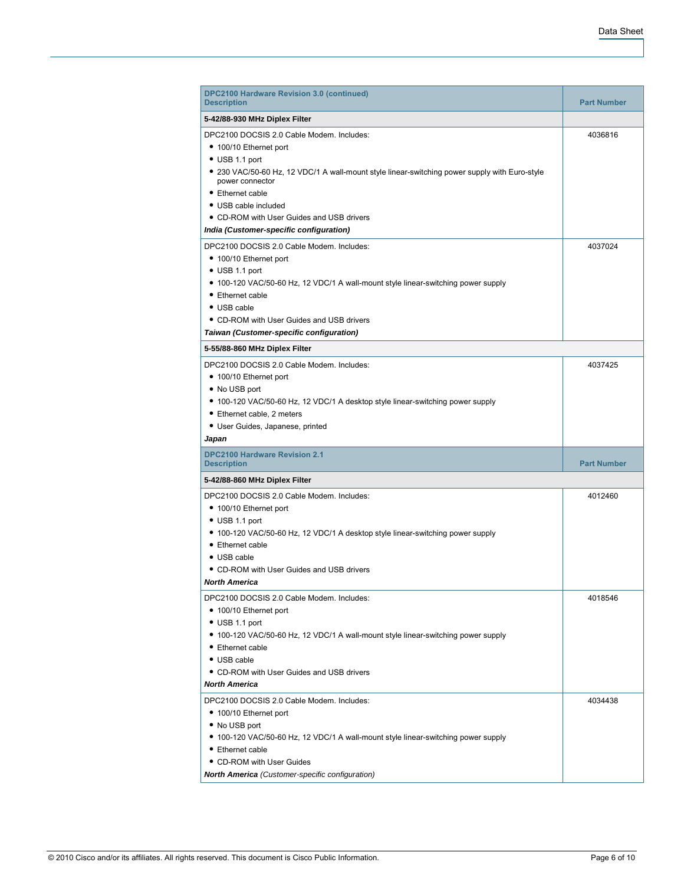| DPC2100 Hardware Revision 3.0 (continued)<br>Description | Part Number |
|---|---|
| **5-42/88-930 MHz Diplex Filter** | |
| DPC2100 DOCSIS 2.0 Cable Modem. Includes:<br>• 100/10 Ethernet port<br>• USB 1.1 port<br>• 230 VAC/50-60 Hz, 12 VDC/1 A wall-mount style linear-switching power supply with Euro-style power connector<br>• Ethernet cable<br>• USB cable included<br>• CD-ROM with User Guides and USB drivers<br>***India (Customer-specific configuration)*** | 4036816 |
| DPC2100 DOCSIS 2.0 Cable Modem. Includes:<br>• 100/10 Ethernet port<br>• USB 1.1 port<br>• 100-120 VAC/50-60 Hz, 12 VDC/1 A wall-mount style linear-switching power supply<br>• Ethernet cable<br>• USB cable<br>• CD-ROM with User Guides and USB drivers<br>***Taiwan (Customer-specific configuration)*** | 4037024 |
| **5-55/88-860 MHz Diplex Filter** | |
| DPC2100 DOCSIS 2.0 Cable Modem. Includes:<br>• 100/10 Ethernet port<br>• No USB port<br>• 100-120 VAC/50-60 Hz, 12 VDC/1 A desktop style linear-switching power supply<br>• Ethernet cable, 2 meters<br>• User Guides, Japanese, printed<br>***Japan*** | 4037425 |
| **DPC2100 Hardware Revision 2.1<br>Description** | **Part Number** |
| **5-42/88-860 MHz Diplex Filter** | |
| DPC2100 DOCSIS 2.0 Cable Modem. Includes:<br>• 100/10 Ethernet port<br>• USB 1.1 port<br>• 100-120 VAC/50-60 Hz, 12 VDC/1 A desktop style linear-switching power supply<br>• Ethernet cable<br>• USB cable<br>• CD-ROM with User Guides and USB drivers<br>***North America*** | 4012460 |
| DPC2100 DOCSIS 2.0 Cable Modem. Includes:<br>• 100/10 Ethernet port<br>• USB 1.1 port<br>• 100-120 VAC/50-60 Hz, 12 VDC/1 A wall-mount style linear-switching power supply<br>• Ethernet cable<br>• USB cable<br>• CD-ROM with User Guides and USB drivers<br>***North America*** | 4018546 |
| DPC2100 DOCSIS 2.0 Cable Modem. Includes:<br>• 100/10 Ethernet port<br>• No USB port<br>• 100-120 VAC/50-60 Hz, 12 VDC/1 A wall-mount style linear-switching power supply<br>• Ethernet cable<br>• CD-ROM with User Guides<br>***North America*** *(Customer-specific configuration)* | 4034438 |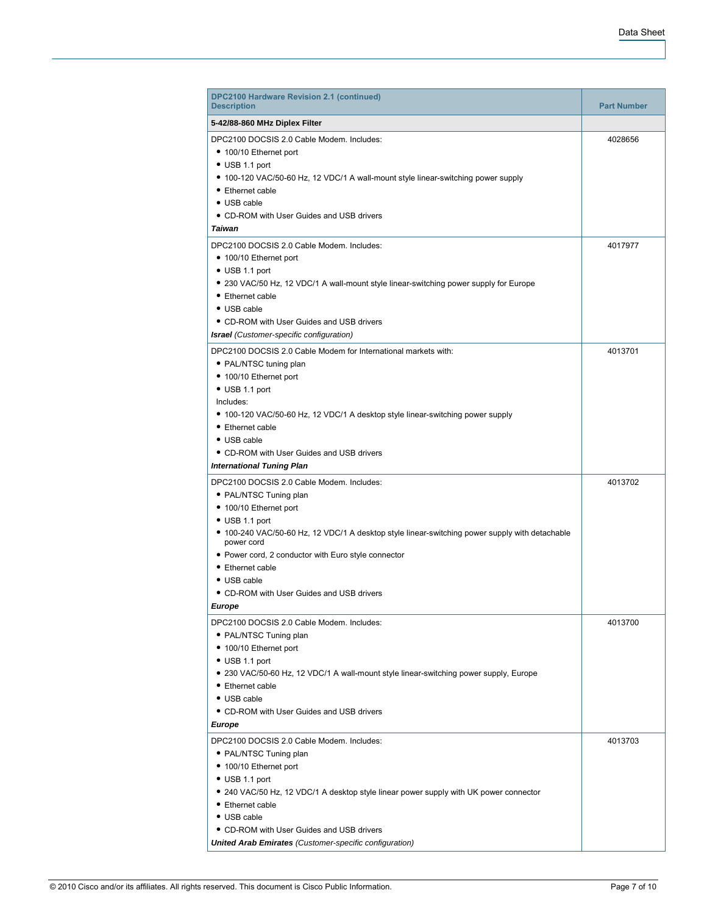| DPC2100 Hardware Revision 2.1 (continued)<br>Description | Part Number |
|---|---|
| **5-42/88-860 MHz Diplex Filter** | |
| DPC2100 DOCSIS 2.0 Cable Modem. Includes:<br>• 100/10 Ethernet port<br>• USB 1.1 port<br>• 100-120 VAC/50-60 Hz, 12 VDC/1 A wall-mount style linear-switching power supply<br>• Ethernet cable<br>• USB cable<br>• CD-ROM with User Guides and USB drivers<br>***Taiwan*** | 4028656 |
| DPC2100 DOCSIS 2.0 Cable Modem. Includes:<br>• 100/10 Ethernet port<br>• USB 1.1 port<br>• 230 VAC/50 Hz, 12 VDC/1 A wall-mount style linear-switching power supply for Europe<br>• Ethernet cable<br>• USB cable<br>• CD-ROM with User Guides and USB drivers<br>***Israel*** *(Customer-specific configuration)* | 4017977 |
| DPC2100 DOCSIS 2.0 Cable Modem for International markets with:<br>• PAL/NTSC tuning plan<br>• 100/10 Ethernet port<br>• USB 1.1 port<br>Includes:<br>• 100-120 VAC/50-60 Hz, 12 VDC/1 A desktop style linear-switching power supply<br>• Ethernet cable<br>• USB cable<br>• CD-ROM with User Guides and USB drivers<br>***International Tuning Plan*** | 4013701 |
| DPC2100 DOCSIS 2.0 Cable Modem. Includes:<br>• PAL/NTSC Tuning plan<br>• 100/10 Ethernet port<br>• USB 1.1 port<br>• 100-240 VAC/50-60 Hz, 12 VDC/1 A desktop style linear-switching power supply with detachable power cord<br>• Power cord, 2 conductor with Euro style connector<br>• Ethernet cable<br>• USB cable<br>• CD-ROM with User Guides and USB drivers<br>***Europe*** | 4013702 |
| DPC2100 DOCSIS 2.0 Cable Modem. Includes:<br>• PAL/NTSC Tuning plan<br>• 100/10 Ethernet port<br>• USB 1.1 port<br>• 230 VAC/50-60 Hz, 12 VDC/1 A wall-mount style linear-switching power supply, Europe<br>• Ethernet cable<br>• USB cable<br>• CD-ROM with User Guides and USB drivers<br>***Europe*** | 4013700 |
| DPC2100 DOCSIS 2.0 Cable Modem. Includes:<br>• PAL/NTSC Tuning plan<br>• 100/10 Ethernet port<br>• USB 1.1 port<br>• 240 VAC/50 Hz, 12 VDC/1 A desktop style linear power supply with UK power connector<br>• Ethernet cable<br>• USB cable<br>• CD-ROM with User Guides and USB drivers<br>***United Arab Emirates*** *(Customer-specific configuration)* | 4013703 |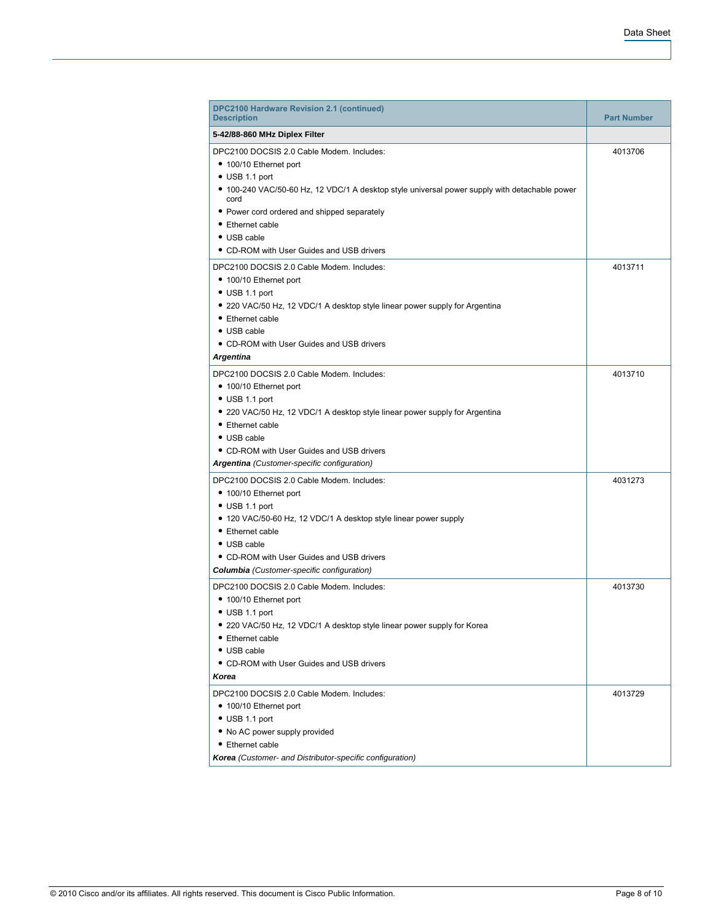| DPC2100 Hardware Revision 2.1 (continued)<br>Description | Part Number |
|---|---|
| **5-42/88-860 MHz Diplex Filter** | |
| DPC2100 DOCSIS 2.0 Cable Modem. Includes:<br>• 100/10 Ethernet port<br>• USB 1.1 port<br>• 100-240 VAC/50-60 Hz, 12 VDC/1 A desktop style universal power supply with detachable power cord<br>• Power cord ordered and shipped separately<br>• Ethernet cable<br>• USB cable<br>• CD-ROM with User Guides and USB drivers | 4013706 |
| DPC2100 DOCSIS 2.0 Cable Modem. Includes:<br>• 100/10 Ethernet port<br>• USB 1.1 port<br>• 220 VAC/50 Hz, 12 VDC/1 A desktop style linear power supply for Argentina<br>• Ethernet cable<br>• USB cable<br>• CD-ROM with User Guides and USB drivers<br>***Argentina*** | 4013711 |
| DPC2100 DOCSIS 2.0 Cable Modem. Includes:<br>• 100/10 Ethernet port<br>• USB 1.1 port<br>• 220 VAC/50 Hz, 12 VDC/1 A desktop style linear power supply for Argentina<br>• Ethernet cable<br>• USB cable<br>• CD-ROM with User Guides and USB drivers<br>***Argentina*** *(Customer-specific configuration)* | 4013710 |
| DPC2100 DOCSIS 2.0 Cable Modem. Includes:<br>• 100/10 Ethernet port<br>• USB 1.1 port<br>• 120 VAC/50-60 Hz, 12 VDC/1 A desktop style linear power supply<br>• Ethernet cable<br>• USB cable<br>• CD-ROM with User Guides and USB drivers<br>***Columbia*** *(Customer-specific configuration)* | 4031273 |
| DPC2100 DOCSIS 2.0 Cable Modem. Includes:<br>• 100/10 Ethernet port<br>• USB 1.1 port<br>• 220 VAC/50 Hz, 12 VDC/1 A desktop style linear power supply for Korea<br>• Ethernet cable<br>• USB cable<br>• CD-ROM with User Guides and USB drivers<br>***Korea*** | 4013730 |
| DPC2100 DOCSIS 2.0 Cable Modem. Includes:<br>• 100/10 Ethernet port<br>• USB 1.1 port<br>• No AC power supply provided<br>• Ethernet cable<br>***Korea*** *(Customer- and Distributor-specific configuration)* | 4013729 |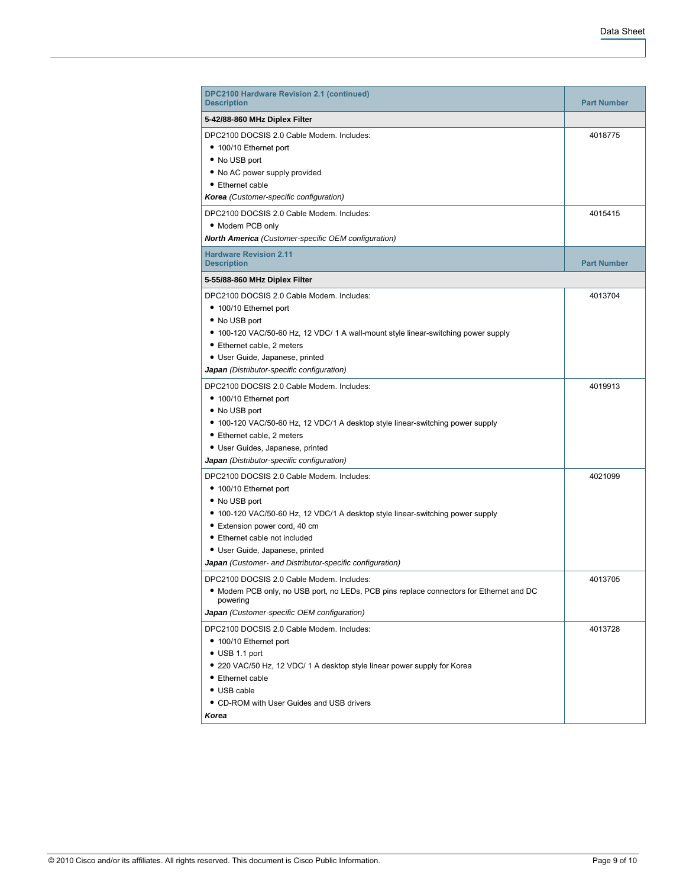| DPC2100 Hardware Revision 2.1 (continued)<br>Description | Part Number |
|---|---|
| **5-42/88-860 MHz Diplex Filter** | |
| DPC2100 DOCSIS 2.0 Cable Modem. Includes:<br>• 100/10 Ethernet port<br>• No USB port<br>• No AC power supply provided<br>• Ethernet cable<br>***Korea*** *(Customer-specific configuration)* | 4018775 |
| DPC2100 DOCSIS 2.0 Cable Modem. Includes:<br>• Modem PCB only<br>***North America*** *(Customer-specific OEM configuration)* | 4015415 |

| Hardware Revision 2.11<br>Description | Part Number |
|---|---|
| **5-55/88-860 MHz Diplex Filter** | |
| DPC2100 DOCSIS 2.0 Cable Modem. Includes:<br>• 100/10 Ethernet port<br>• No USB port<br>• 100-120 VAC/50-60 Hz, 12 VDC/ 1 A wall-mount style linear-switching power supply<br>• Ethernet cable, 2 meters<br>• User Guide, Japanese, printed<br>***Japan*** *(Distributor-specific configuration)* | 4013704 |
| DPC2100 DOCSIS 2.0 Cable Modem. Includes:<br>• 100/10 Ethernet port<br>• No USB port<br>• 100-120 VAC/50-60 Hz, 12 VDC/1 A desktop style linear-switching power supply<br>• Ethernet cable, 2 meters<br>• User Guides, Japanese, printed<br>***Japan*** *(Distributor-specific configuration)* | 4019913 |
| DPC2100 DOCSIS 2.0 Cable Modem. Includes:<br>• 100/10 Ethernet port<br>• No USB port<br>• 100-120 VAC/50-60 Hz, 12 VDC/1 A desktop style linear-switching power supply<br>• Extension power cord, 40 cm<br>• Ethernet cable not included<br>• User Guide, Japanese, printed<br>***Japan*** *(Customer- and Distributor-specific configuration)* | 4021099 |
| DPC2100 DOCSIS 2.0 Cable Modem. Includes:<br>• Modem PCB only, no USB port, no LEDs, PCB pins replace connectors for Ethernet and DC powering<br>***Japan*** *(Customer-specific OEM configuration)* | 4013705 |
| DPC2100 DOCSIS 2.0 Cable Modem. Includes:<br>• 100/10 Ethernet port<br>• USB 1.1 port<br>• 220 VAC/50 Hz, 12 VDC/ 1 A desktop style linear power supply for Korea<br>• Ethernet cable<br>• USB cable<br>• CD-ROM with User Guides and USB drivers<br>***Korea*** | 4013728 |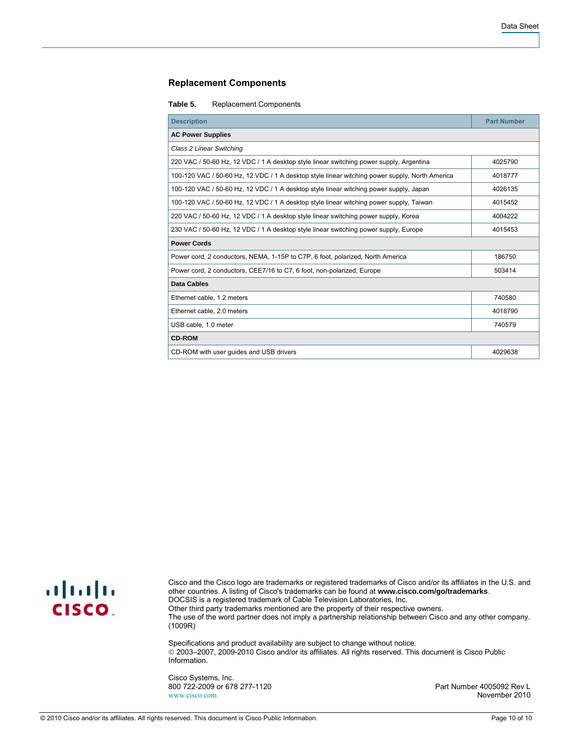## Replacement Components

**Table 5.** Replacement Components

| Description | Part Number |
|---|---|
| **AC Power Supplies** | |
| *Class 2 Linear Switching* | |
| 220 VAC / 50-60 Hz, 12 VDC / 1 A desktop style linear switching power supply, Argentina | 4025790 |
| 100-120 VAC / 50-60 Hz, 12 VDC / 1 A desktop style linear witching power supply, North America | 4018777 |
| 100-120 VAC / 50-60 Hz, 12 VDC / 1 A desktop style linear witching power supply, Japan | 4026135 |
| 100-120 VAC / 50-60 Hz, 12 VDC / 1 A desktop style linear witching power supply, Taiwan | 4015452 |
| 220 VAC / 50-60 Hz, 12 VDC / 1 A desktop style linear switching power supply, Korea | 4004222 |
| 230 VAC / 50-60 Hz, 12 VDC / 1 A desktop style linear switching power supply, Europe | 4015453 |
| **Power Cords** | |
| Power cord, 2 conductors, NEMA, 1-15P to C7P, 6 foot, polarized, North America | 186750 |
| Power cord, 2 conductors, CEE7/16 to C7, 6 foot, non-polarized, Europe | 503414 |
| **Data Cables** | |
| Ethernet cable, 1.2 meters | 740580 |
| Ethernet cable, 2.0 meters | 4018790 |
| USB cable, 1.0 meter | 740579 |
| **CD-ROM** | |
| CD-ROM with user guides and USB drivers | 4029638 |

Cisco and the Cisco logo are trademarks or registered trademarks of Cisco and/or its affiliates in the U.S. and other countries. A listing of Cisco's trademarks can be found at **www.cisco.com/go/trademarks**. DOCSIS is a registered trademark of Cable Television Laboratories, Inc.
Other third party trademarks mentioned are the property of their respective owners.
The use of the word partner does not imply a partnership relationship between Cisco and any other company. (1009R)

Specifications and product availability are subject to change without notice.
© 2003–2007, 2009-2010 Cisco and/or its affiliates. All rights reserved. This document is Cisco Public Information.

Cisco Systems, Inc.
800 722-2009 or 678 277-1120
www.cisco.com

Part Number 4005092 Rev L
November 2010